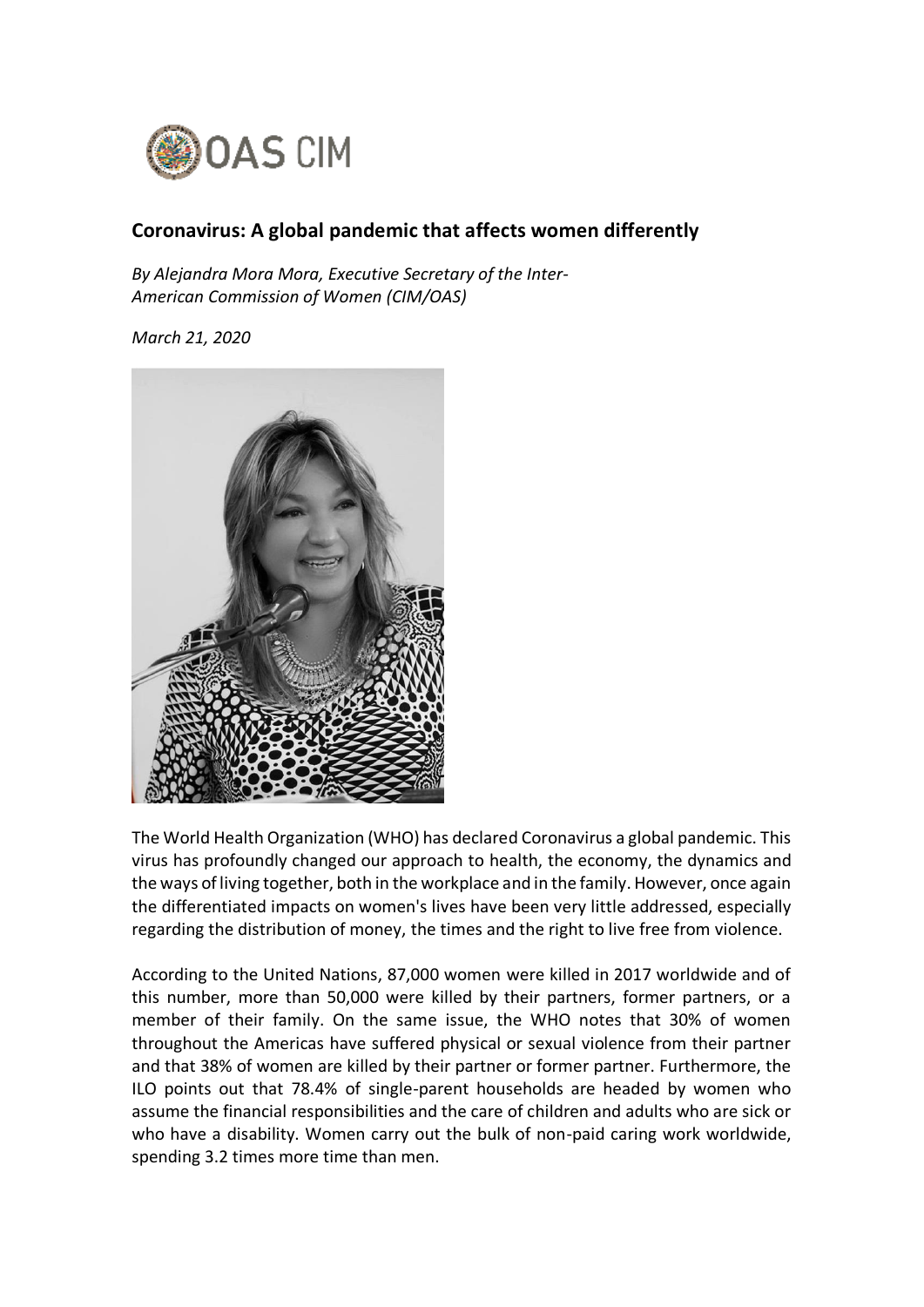# Coronavirus: A global pandemic that affects women differently

*By Alejandra Mora Mora, Executive Secretary of the Inter-American Commission of Women (CIM/OAS)*

*March 21, 2020*

The World Health Organization (WHO) has declared Coronavirus a global pandemic. This virus has profoundly changed our approach to health, the economy, the dynamics and the ways of living together, both in the workplace and in the family. However, once again the differentiated impacts on women's lives have been very little addressed, especially regarding the distribution of money, the times and the right to live free from violence.

According to the United Nations, 87,000 women were killed in 2017 worldwide and of this number, more than 50,000 were killed by their partners, former partners, or a member of their family. On the same issue, the WHO notes that 30% of women throughout the Americas have suffered physical or sexual violence from their partner and that 38% of women are killed by their partner or former partner. Furthermore, the ILO points out that 78.4% of single-parent households are headed by women who assume the financial responsibilities and the care of children and adults who are sick or who have a disability. Women carry out the bulk of non-paid caring work worldwide, spending 3.2 times more time than men.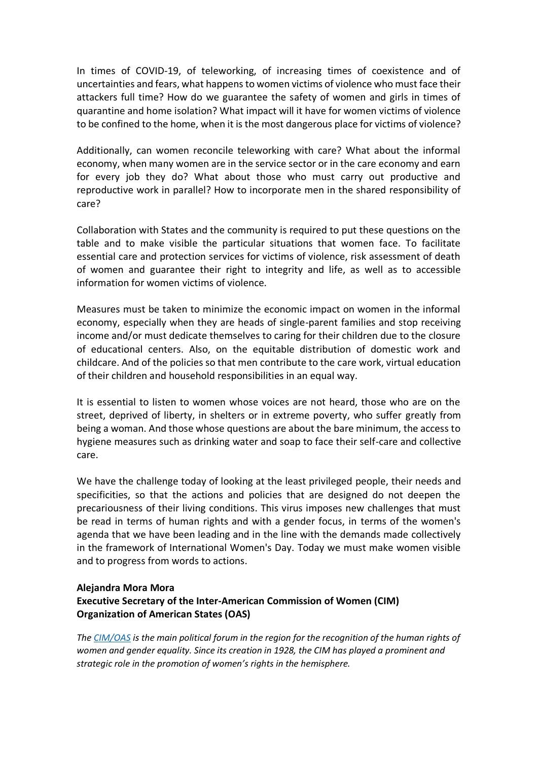In times of COVID-19, of teleworking, of increasing times of coexistence and of uncertainties and fears, what happens to women victims of violence who must face their attackers full time? How do we guarantee the safety of women and girls in times of quarantine and home isolation? What impact will it have for women victims of violence to be confined to the home, when it is the most dangerous place for victims of violence?

Additionally, can women reconcile teleworking with care? What about the informal economy, when many women are in the service sector or in the care economy and earn for every job they do? What about those who must carry out productive and reproductive work in parallel? How to incorporate men in the shared responsibility of care?

Collaboration with States and the community is required to put these questions on the table and to make visible the particular situations that women face. To facilitate essential care and protection services for victims of violence, risk assessment of death of women and guarantee their right to integrity and life, as well as to accessible information for women victims of violence.

Measures must be taken to minimize the economic impact on women in the informal economy, especially when they are heads of single-parent families and stop receiving income and/or must dedicate themselves to caring for their children due to the closure of educational centers. Also, on the equitable distribution of domestic work and childcare. And of the policies so that men contribute to the care work, virtual education of their children and household responsibilities in an equal way.

It is essential to listen to women whose voices are not heard, those who are on the street, deprived of liberty, in shelters or in extreme poverty, who suffer greatly from being a woman. And those whose questions are about the bare minimum, the access to hygiene measures such as drinking water and soap to face their self-care and collective care.

We have the challenge today of looking at the least privileged people, their needs and specificities, so that the actions and policies that are designed do not deepen the precariousness of their living conditions. This virus imposes new challenges that must be read in terms of human rights and with a gender focus, in terms of the women's agenda that we have been leading and in the line with the demands made collectively in the framework of International Women's Day. Today we must make women visible and to progress from words to actions.

**Alejandra Mora Mora**
**Executive Secretary of the Inter-American Commission of Women (CIM)**
**Organization of American States (OAS)**

*The CIM/OAS is the main political forum in the region for the recognition of the human rights of women and gender equality. Since its creation in 1928, the CIM has played a prominent and strategic role in the promotion of women's rights in the hemisphere.*